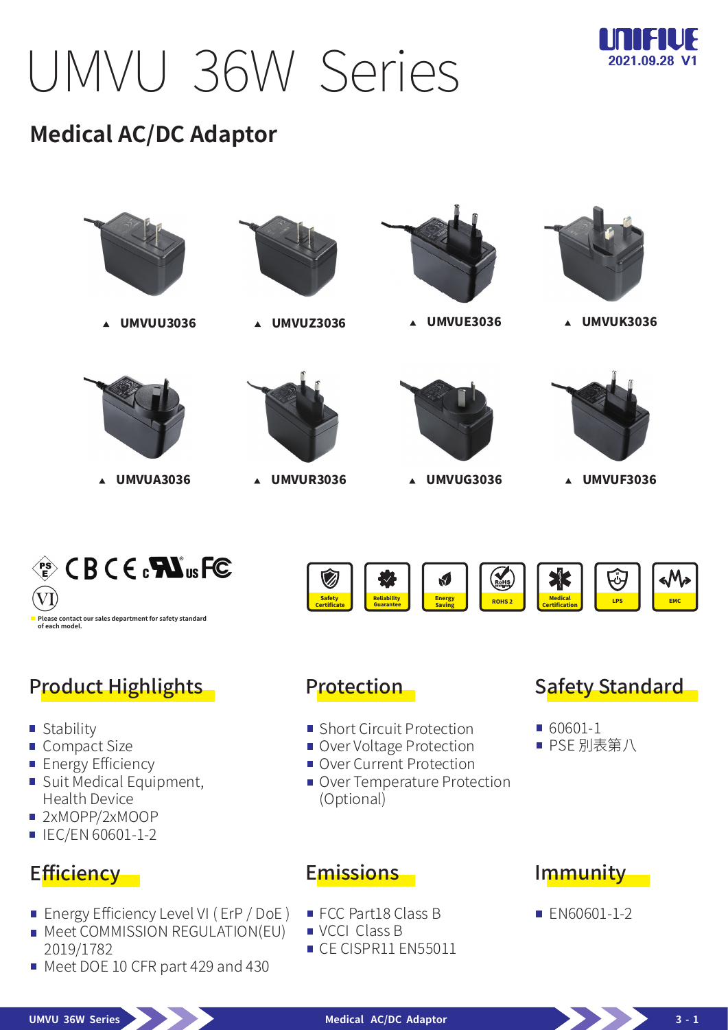# UMVU 36W Series

UNIFIVE 2021.09.28 V1

## Medical AC/DC Adaptor

▲ UMVUU3036 ▲ UMVUZ3036 ▲ UMVUE3036 ▲ UMVUK3036

▲ UMVUA3036 ▲ UMVUR3036 ▲ UMVUG3036 ▲ UMVUF3036

Please contact our sales department for safety standard of each model.

Safety Certificate | Reliability Guarantee | Energy Saving | ROHS 2 | Medical Certification | LPS | EMC

## Product Highlights

- Stability
- Compact Size
- Energy Efficiency
- Suit Medical Equipment, Health Device
- 2xMOPP/2xMOOP
- IEC/EN 60601-1-2

## Protection

- Short Circuit Protection
- Over Voltage Protection
- Over Current Protection
- Over Temperature Protection (Optional)

## Safety Standard

- 60601-1
- PSE 別表第八

## Efficiency

- Energy Efficiency Level VI ( ErP / DoE )
- Meet COMMISSION REGULATION(EU) 2019/1782
- Meet DOE 10 CFR part 429 and 430

## Emissions

- FCC Part18 Class B
- VCCI Class B
- CE CISPR11 EN55011

## Immunity

- EN60601-1-2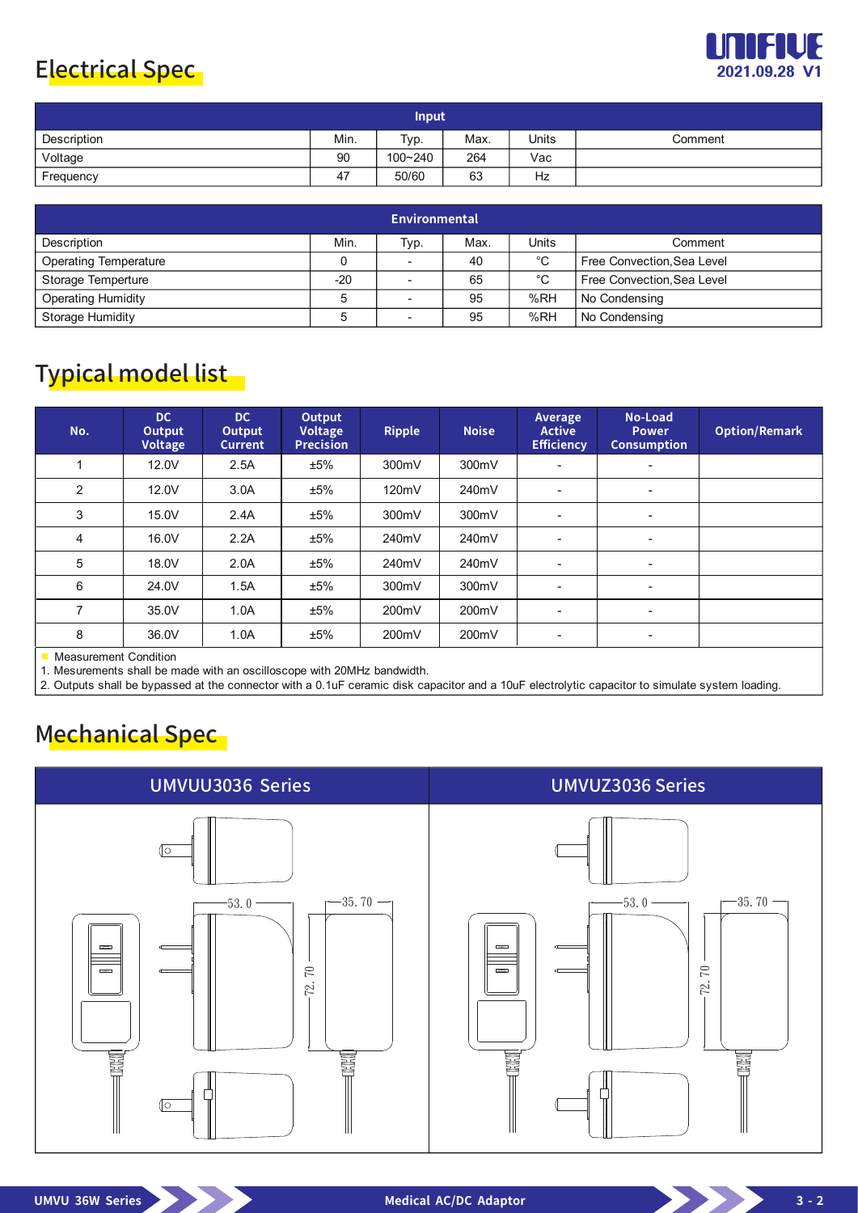## Electrical Spec

| Input | | | | | |
|---|---|---|---|---|---|
| Description | Min. | Typ. | Max. | Units | Comment |
| Voltage | 90 | 100~240 | 264 | Vac | |
| Frequency | 47 | 50/60 | 63 | Hz | |

| Environmental | | | | | |
|---|---|---|---|---|---|
| Description | Min. | Typ. | Max. | Units | Comment |
| Operating Temperature | 0 | - | 40 | °C | Free Convection,Sea Level |
| Storage Temperture | -20 | - | 65 | °C | Free Convection,Sea Level |
| Operating Humidity | 5 | - | 95 | %RH | No Condensing |
| Storage Humidity | 5 | - | 95 | %RH | No Condensing |

## Typical model list

| No. | DC Output Voltage | DC Output Current | Output Voltage Precision | Ripple | Noise | Average Active Efficiency | No-Load Power Consumption | Option/Remark |
|---|---|---|---|---|---|---|---|---|
| 1 | 12.0V | 2.5A | ±5% | 300mV | 300mV | - | - | |
| 2 | 12.0V | 3.0A | ±5% | 120mV | 240mV | - | - | |
| 3 | 15.0V | 2.4A | ±5% | 300mV | 300mV | - | - | |
| 4 | 16.0V | 2.2A | ±5% | 240mV | 240mV | - | - | |
| 5 | 18.0V | 2.0A | ±5% | 240mV | 240mV | - | - | |
| 6 | 24.0V | 1.5A | ±5% | 300mV | 300mV | - | - | |
| 7 | 35.0V | 1.0A | ±5% | 200mV | 200mV | - | - | |
| 8 | 36.0V | 1.0A | ±5% | 200mV | 200mV | - | - | |

Measurement Condition

1. Mesurements shall be made with an oscilloscope with 20MHz bandwidth.
2. Outputs shall be bypassed at the connector with a 0.1uF ceramic disk capacitor and a 10uF electrolytic capacitor to simulate system loading.

## Mechanical Spec

| UMVUU3036 Series | UMVUZ3036 Series |
|---|---|
| 53.0 / 35.70 / 72.70 | 53.0 / 35.70 / 72.70 |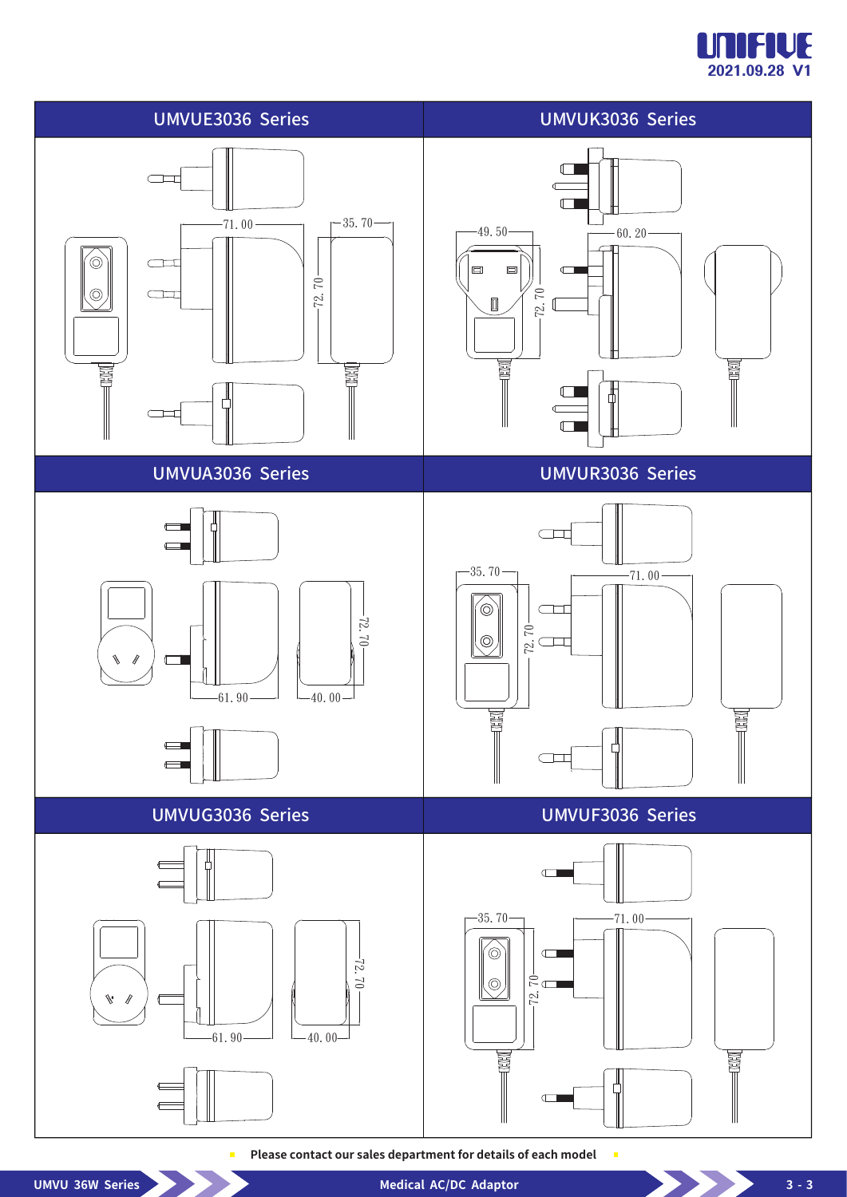## UMVUE3036 Series

71.00

35.70

72.70

## UMVUK3036 Series

49.50

60.20

72.70

## UMVUA3036 Series

72.70

61.90

40.00

## UMVUR3036 Series

35.70

71.00

72.70

## UMVUG3036 Series

72.70

61.90

40.00

## UMVUF3036 Series

35.70

71.00

72.70

**Please contact our sales department for details of each model**